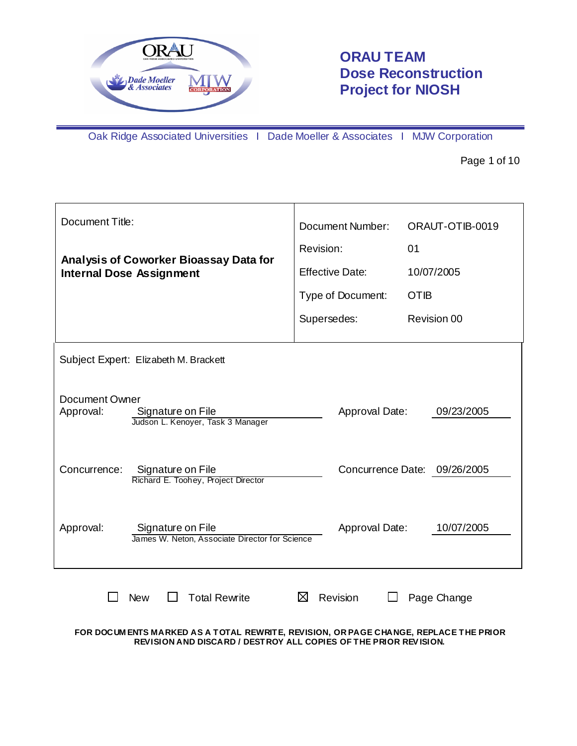# ORAU TEAM Dose Reconstruction Project for NIOSH

Oak Ridge Associated Universities I Dade Moeller & Associates I MJW Corporation

| Document Title: | | | |
|---|---|---|---|
| **Analysis of Coworker Bioassay Data for Internal Dose Assignment** | | Document Number: | ORAUT-OTIB-0019 |
| | | Revision: | 01 |
| | | Effective Date: | 10/07/2005 |
| | | Type of Document: | OTIB |
| | | Supersedes: | Revision 00 |

Subject Expert: Elizabeth M. Brackett

| | | | |
|---|---|---|---|
| Document Owner Approval: | Signature on File<br>Judson L. Kenoyer, Task 3 Manager | Approval Date: | 09/23/2005 |
| Concurrence: | Signature on File<br>Richard E. Toohey, Project Director | Concurrence Date: | 09/26/2005 |
| Approval: | Signature on File<br>James W. Neton, Associate Director for Science | Approval Date: | 10/07/2005 |

☐ New ☐ Total Rewrite ☒ Revision ☐ Page Change

**FOR DOCUMENTS MARKED AS A TOTAL REWRITE, REVISION, OR PAGE CHANGE, REPLACE THE PRIOR REVISION AND DISCARD / DESTROY ALL COPIES OF THE PRIOR REVISION.**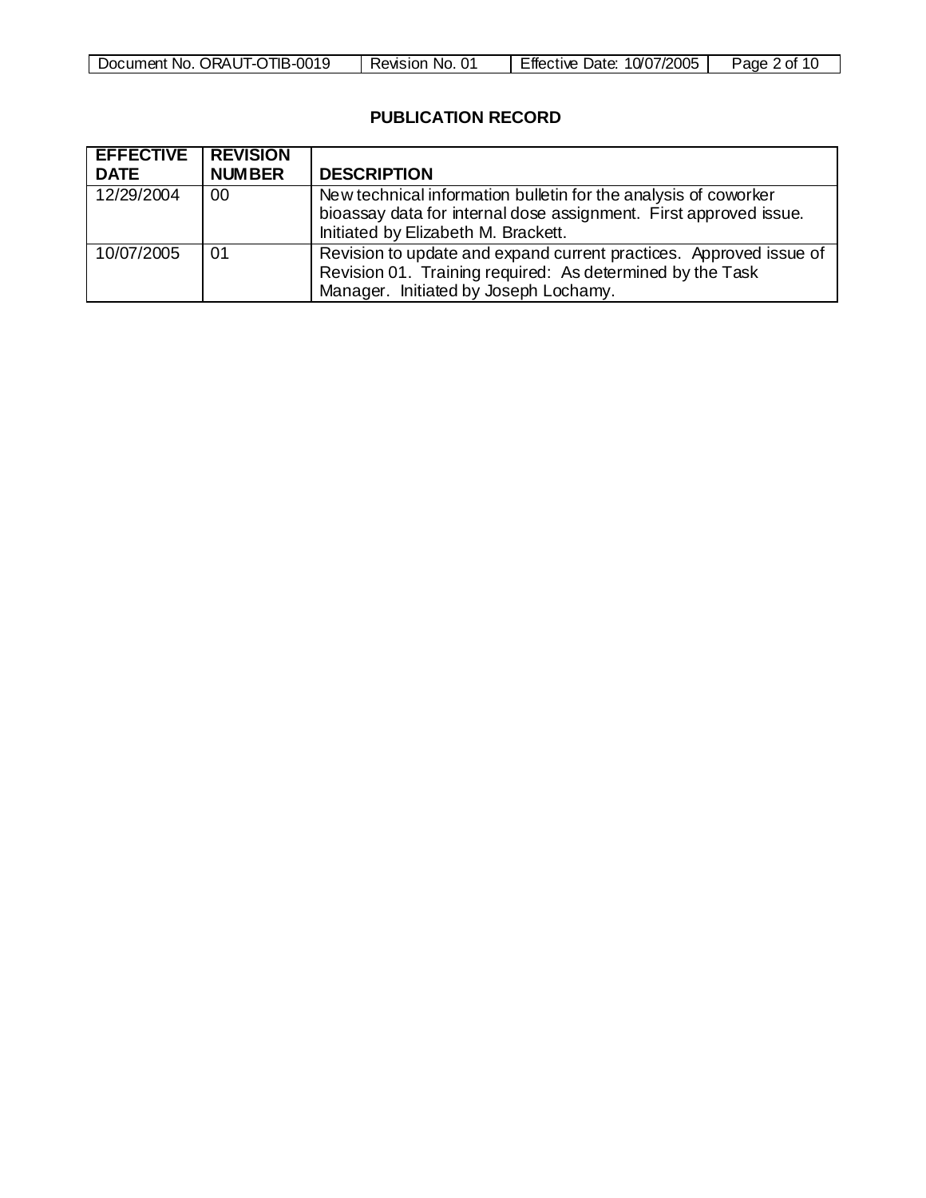## PUBLICATION RECORD

| EFFECTIVE DATE | REVISION NUMBER | DESCRIPTION |
|---|---|---|
| 12/29/2004 | 00 | New technical information bulletin for the analysis of coworker bioassay data for internal dose assignment. First approved issue. Initiated by Elizabeth M. Brackett. |
| 10/07/2005 | 01 | Revision to update and expand current practices. Approved issue of Revision 01. Training required: As determined by the Task Manager. Initiated by Joseph Lochamy. |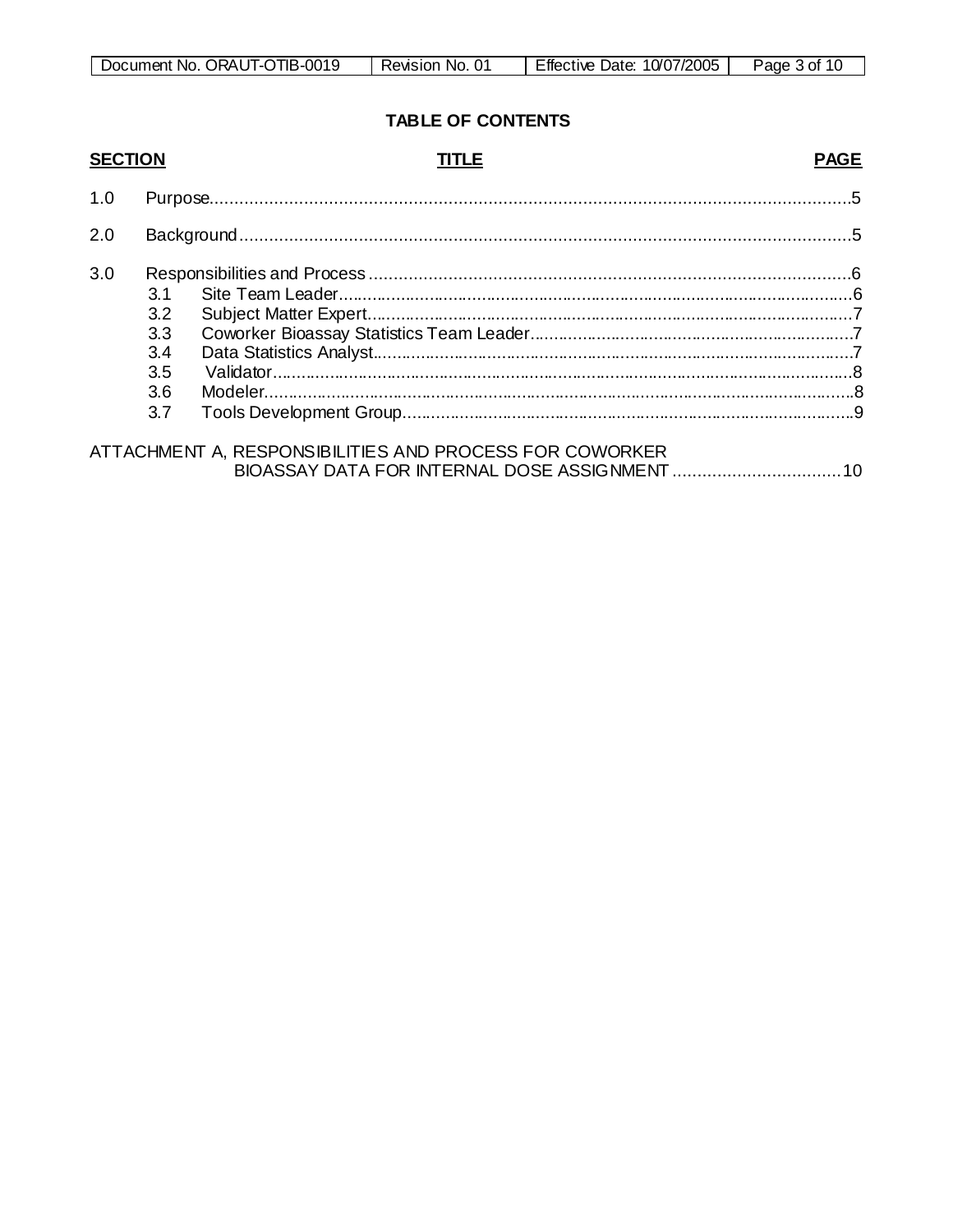**TABLE OF CONTENTS**

| SECTION | TITLE | PAGE |
| --- | --- | --- |
| 1.0 | Purpose | 5 |
| 2.0 | Background | 5 |
| 3.0 | Responsibilities and Process | 6 |
| 3.1 | Site Team Leader | 6 |
| 3.2 | Subject Matter Expert | 7 |
| 3.3 | Coworker Bioassay Statistics Team Leader | 7 |
| 3.4 | Data Statistics Analyst | 7 |
| 3.5 | Validator | 8 |
| 3.6 | Modeler | 8 |
| 3.7 | Tools Development Group | 9 |
| | ATTACHMENT A, RESPONSIBILITIES AND PROCESS FOR COWORKER BIOASSAY DATA FOR INTERNAL DOSE ASSIGNMENT | 10 |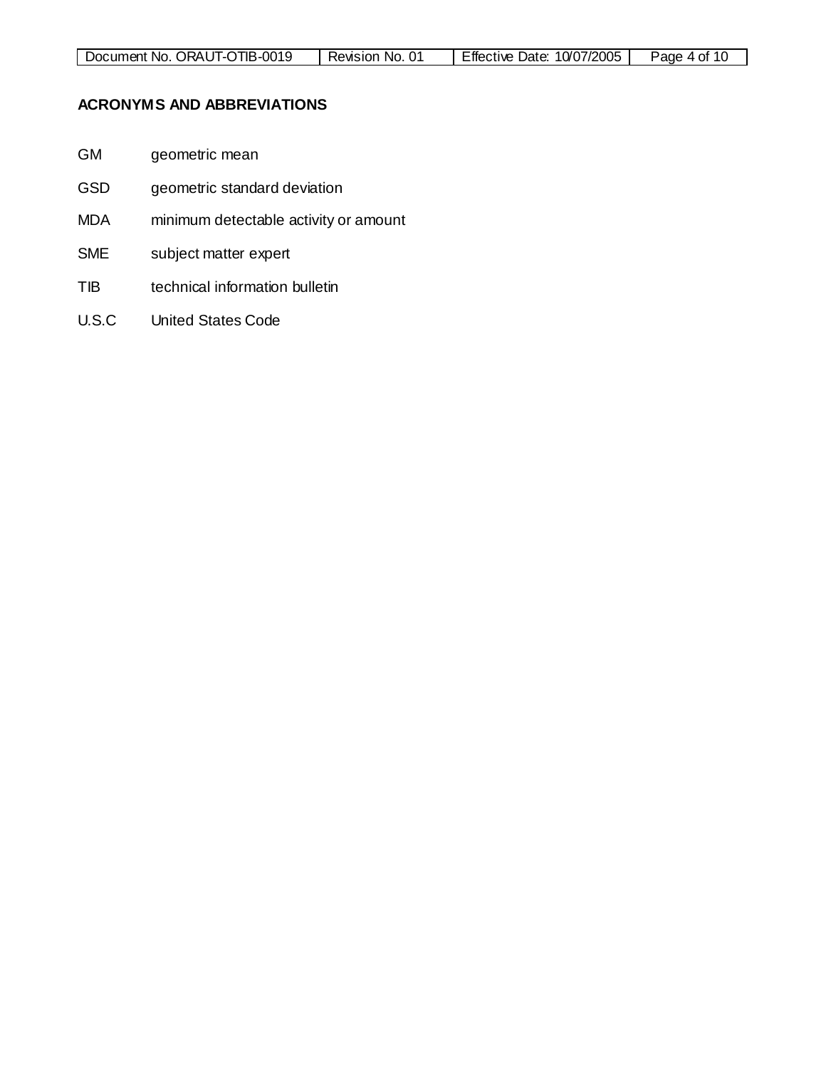## ACRONYMS AND ABBREVIATIONS

| | |
|---|---|
| GM | geometric mean |
| GSD | geometric standard deviation |
| MDA | minimum detectable activity or amount |
| SME | subject matter expert |
| TIB | technical information bulletin |
| U.S.C | United States Code |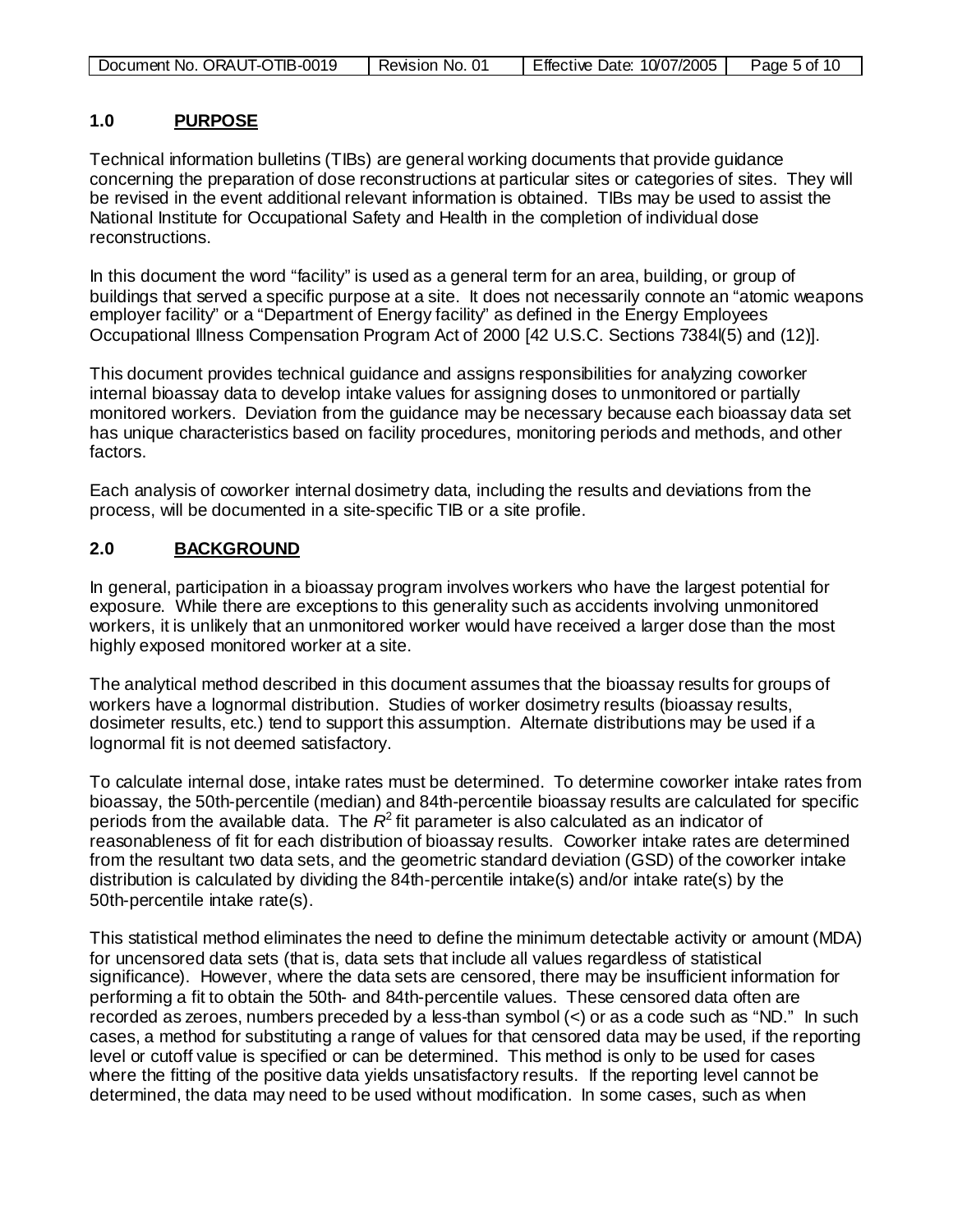## 1.0 PURPOSE

Technical information bulletins (TIBs) are general working documents that provide guidance concerning the preparation of dose reconstructions at particular sites or categories of sites. They will be revised in the event additional relevant information is obtained. TIBs may be used to assist the National Institute for Occupational Safety and Health in the completion of individual dose reconstructions.

In this document the word "facility" is used as a general term for an area, building, or group of buildings that served a specific purpose at a site. It does not necessarily connote an "atomic weapons employer facility" or a "Department of Energy facility" as defined in the Energy Employees Occupational Illness Compensation Program Act of 2000 [42 U.S.C. Sections 7384l(5) and (12)].

This document provides technical guidance and assigns responsibilities for analyzing coworker internal bioassay data to develop intake values for assigning doses to unmonitored or partially monitored workers. Deviation from the guidance may be necessary because each bioassay data set has unique characteristics based on facility procedures, monitoring periods and methods, and other factors.

Each analysis of coworker internal dosimetry data, including the results and deviations from the process, will be documented in a site-specific TIB or a site profile.

## 2.0 BACKGROUND

In general, participation in a bioassay program involves workers who have the largest potential for exposure. While there are exceptions to this generality such as accidents involving unmonitored workers, it is unlikely that an unmonitored worker would have received a larger dose than the most highly exposed monitored worker at a site.

The analytical method described in this document assumes that the bioassay results for groups of workers have a lognormal distribution. Studies of worker dosimetry results (bioassay results, dosimeter results, etc.) tend to support this assumption. Alternate distributions may be used if a lognormal fit is not deemed satisfactory.

To calculate internal dose, intake rates must be determined. To determine coworker intake rates from bioassay, the 50th-percentile (median) and 84th-percentile bioassay results are calculated for specific periods from the available data. The $R^2$ fit parameter is also calculated as an indicator of reasonableness of fit for each distribution of bioassay results. Coworker intake rates are determined from the resultant two data sets, and the geometric standard deviation (GSD) of the coworker intake distribution is calculated by dividing the 84th-percentile intake(s) and/or intake rate(s) by the 50th-percentile intake rate(s).

This statistical method eliminates the need to define the minimum detectable activity or amount (MDA) for uncensored data sets (that is, data sets that include all values regardless of statistical significance). However, where the data sets are censored, there may be insufficient information for performing a fit to obtain the 50th- and 84th-percentile values. These censored data often are recorded as zeroes, numbers preceded by a less-than symbol (<) or as a code such as "ND." In such cases, a method for substituting a range of values for that censored data may be used, if the reporting level or cutoff value is specified or can be determined. This method is only to be used for cases where the fitting of the positive data yields unsatisfactory results. If the reporting level cannot be determined, the data may need to be used without modification. In some cases, such as when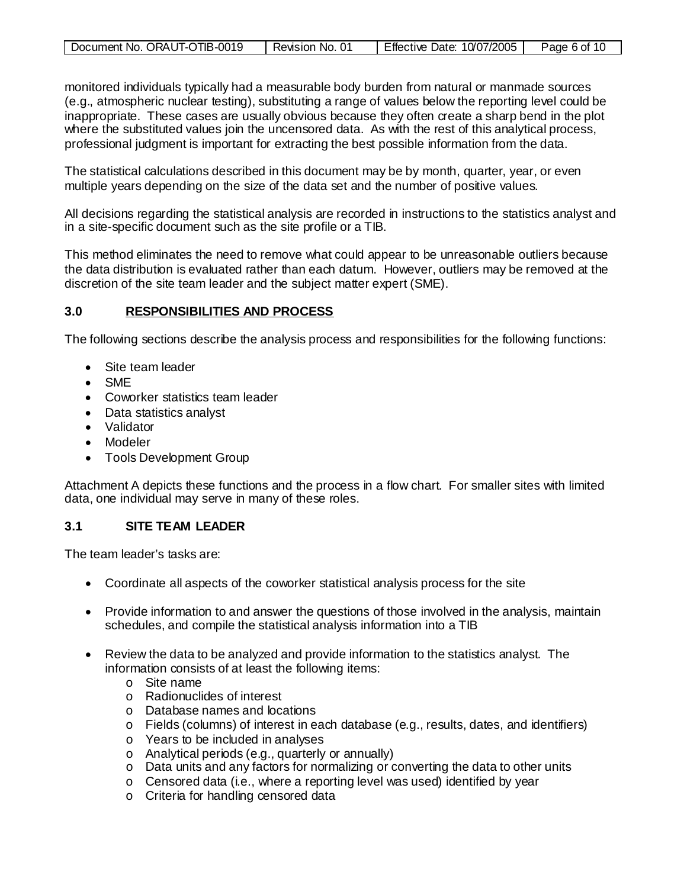monitored individuals typically had a measurable body burden from natural or manmade sources (e.g., atmospheric nuclear testing), substituting a range of values below the reporting level could be inappropriate. These cases are usually obvious because they often create a sharp bend in the plot where the substituted values join the uncensored data. As with the rest of this analytical process, professional judgment is important for extracting the best possible information from the data.

The statistical calculations described in this document may be by month, quarter, year, or even multiple years depending on the size of the data set and the number of positive values.

All decisions regarding the statistical analysis are recorded in instructions to the statistics analyst and in a site-specific document such as the site profile or a TIB.

This method eliminates the need to remove what could appear to be unreasonable outliers because the data distribution is evaluated rather than each datum. However, outliers may be removed at the discretion of the site team leader and the subject matter expert (SME).

## 3.0 RESPONSIBILITIES AND PROCESS

The following sections describe the analysis process and responsibilities for the following functions:

- Site team leader
- SME
- Coworker statistics team leader
- Data statistics analyst
- Validator
- Modeler
- Tools Development Group

Attachment A depicts these functions and the process in a flow chart. For smaller sites with limited data, one individual may serve in many of these roles.

### 3.1 SITE TEAM LEADER

The team leader's tasks are:

- Coordinate all aspects of the coworker statistical analysis process for the site
- Provide information to and answer the questions of those involved in the analysis, maintain schedules, and compile the statistical analysis information into a TIB
- Review the data to be analyzed and provide information to the statistics analyst. The information consists of at least the following items:
  - Site name
  - Radionuclides of interest
  - Database names and locations
  - Fields (columns) of interest in each database (e.g., results, dates, and identifiers)
  - Years to be included in analyses
  - Analytical periods (e.g., quarterly or annually)
  - Data units and any factors for normalizing or converting the data to other units
  - Censored data (i.e., where a reporting level was used) identified by year
  - Criteria for handling censored data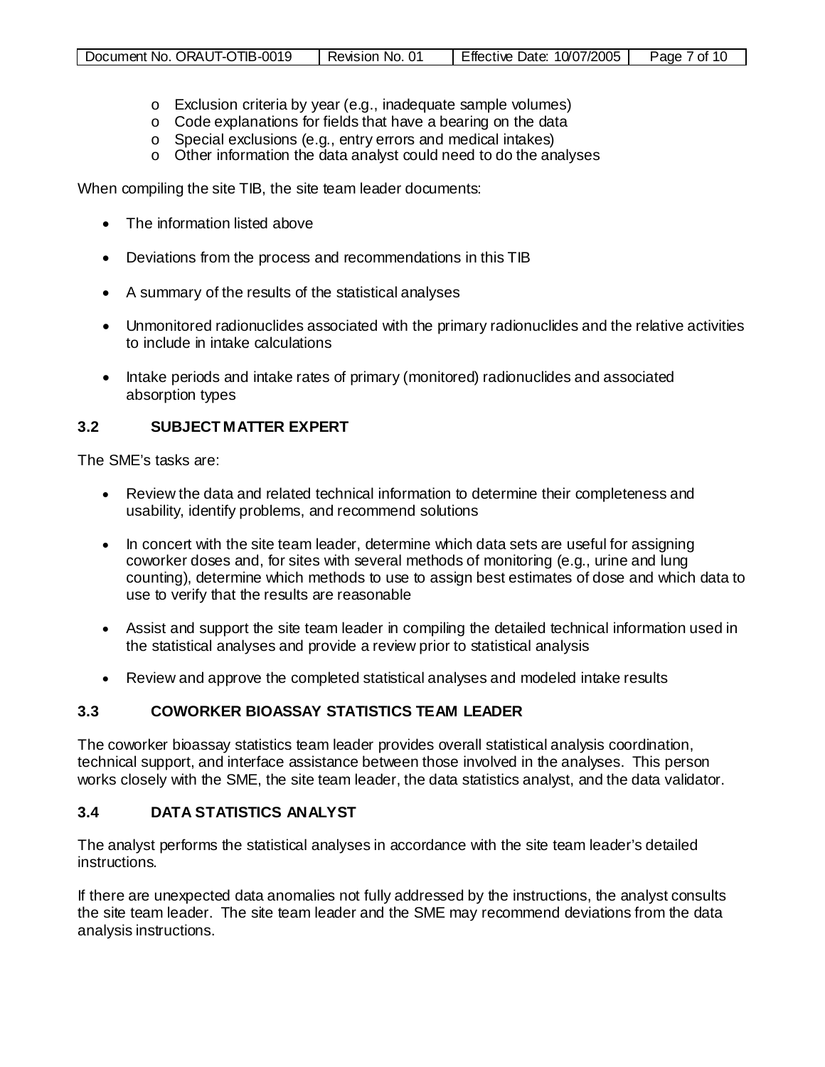- Exclusion criteria by year (e.g., inadequate sample volumes)
- Code explanations for fields that have a bearing on the data
- Special exclusions (e.g., entry errors and medical intakes)
- Other information the data analyst could need to do the analyses

When compiling the site TIB, the site team leader documents:

- The information listed above
- Deviations from the process and recommendations in this TIB
- A summary of the results of the statistical analyses
- Unmonitored radionuclides associated with the primary radionuclides and the relative activities to include in intake calculations
- Intake periods and intake rates of primary (monitored) radionuclides and associated absorption types

### 3.2 SUBJECT MATTER EXPERT

The SME's tasks are:

- Review the data and related technical information to determine their completeness and usability, identify problems, and recommend solutions
- In concert with the site team leader, determine which data sets are useful for assigning coworker doses and, for sites with several methods of monitoring (e.g., urine and lung counting), determine which methods to use to assign best estimates of dose and which data to use to verify that the results are reasonable
- Assist and support the site team leader in compiling the detailed technical information used in the statistical analyses and provide a review prior to statistical analysis
- Review and approve the completed statistical analyses and modeled intake results

### 3.3 COWORKER BIOASSAY STATISTICS TEAM LEADER

The coworker bioassay statistics team leader provides overall statistical analysis coordination, technical support, and interface assistance between those involved in the analyses. This person works closely with the SME, the site team leader, the data statistics analyst, and the data validator.

### 3.4 DATA STATISTICS ANALYST

The analyst performs the statistical analyses in accordance with the site team leader's detailed instructions.

If there are unexpected data anomalies not fully addressed by the instructions, the analyst consults the site team leader. The site team leader and the SME may recommend deviations from the data analysis instructions.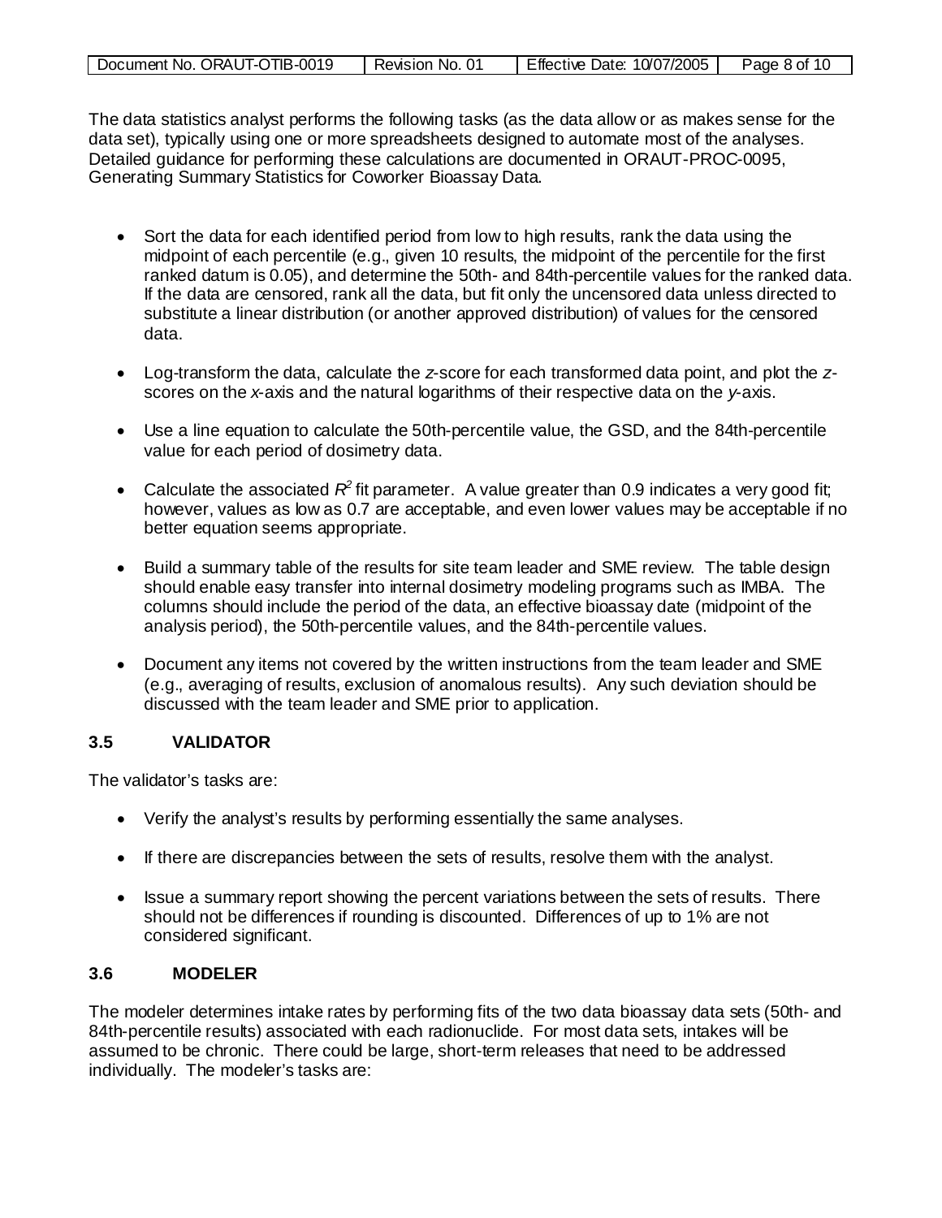The data statistics analyst performs the following tasks (as the data allow or as makes sense for the data set), typically using one or more spreadsheets designed to automate most of the analyses. Detailed guidance for performing these calculations are documented in ORAUT-PROC-0095, Generating Summary Statistics for Coworker Bioassay Data.

- Sort the data for each identified period from low to high results, rank the data using the midpoint of each percentile (e.g., given 10 results, the midpoint of the percentile for the first ranked datum is 0.05), and determine the 50th- and 84th-percentile values for the ranked data. If the data are censored, rank all the data, but fit only the uncensored data unless directed to substitute a linear distribution (or another approved distribution) of values for the censored data.

- Log-transform the data, calculate the $z$-score for each transformed data point, and plot the $z$-scores on the $x$-axis and the natural logarithms of their respective data on the $y$-axis.

- Use a line equation to calculate the 50th-percentile value, the GSD, and the 84th-percentile value for each period of dosimetry data.

- Calculate the associated $R^2$ fit parameter. A value greater than 0.9 indicates a very good fit; however, values as low as 0.7 are acceptable, and even lower values may be acceptable if no better equation seems appropriate.

- Build a summary table of the results for site team leader and SME review. The table design should enable easy transfer into internal dosimetry modeling programs such as IMBA. The columns should include the period of the data, an effective bioassay date (midpoint of the analysis period), the 50th-percentile values, and the 84th-percentile values.

- Document any items not covered by the written instructions from the team leader and SME (e.g., averaging of results, exclusion of anomalous results). Any such deviation should be discussed with the team leader and SME prior to application.

### 3.5 VALIDATOR

The validator's tasks are:

- Verify the analyst's results by performing essentially the same analyses.

- If there are discrepancies between the sets of results, resolve them with the analyst.

- Issue a summary report showing the percent variations between the sets of results. There should not be differences if rounding is discounted. Differences of up to 1% are not considered significant.

### 3.6 MODELER

The modeler determines intake rates by performing fits of the two data bioassay data sets (50th- and 84th-percentile results) associated with each radionuclide. For most data sets, intakes will be assumed to be chronic. There could be large, short-term releases that need to be addressed individually. The modeler's tasks are: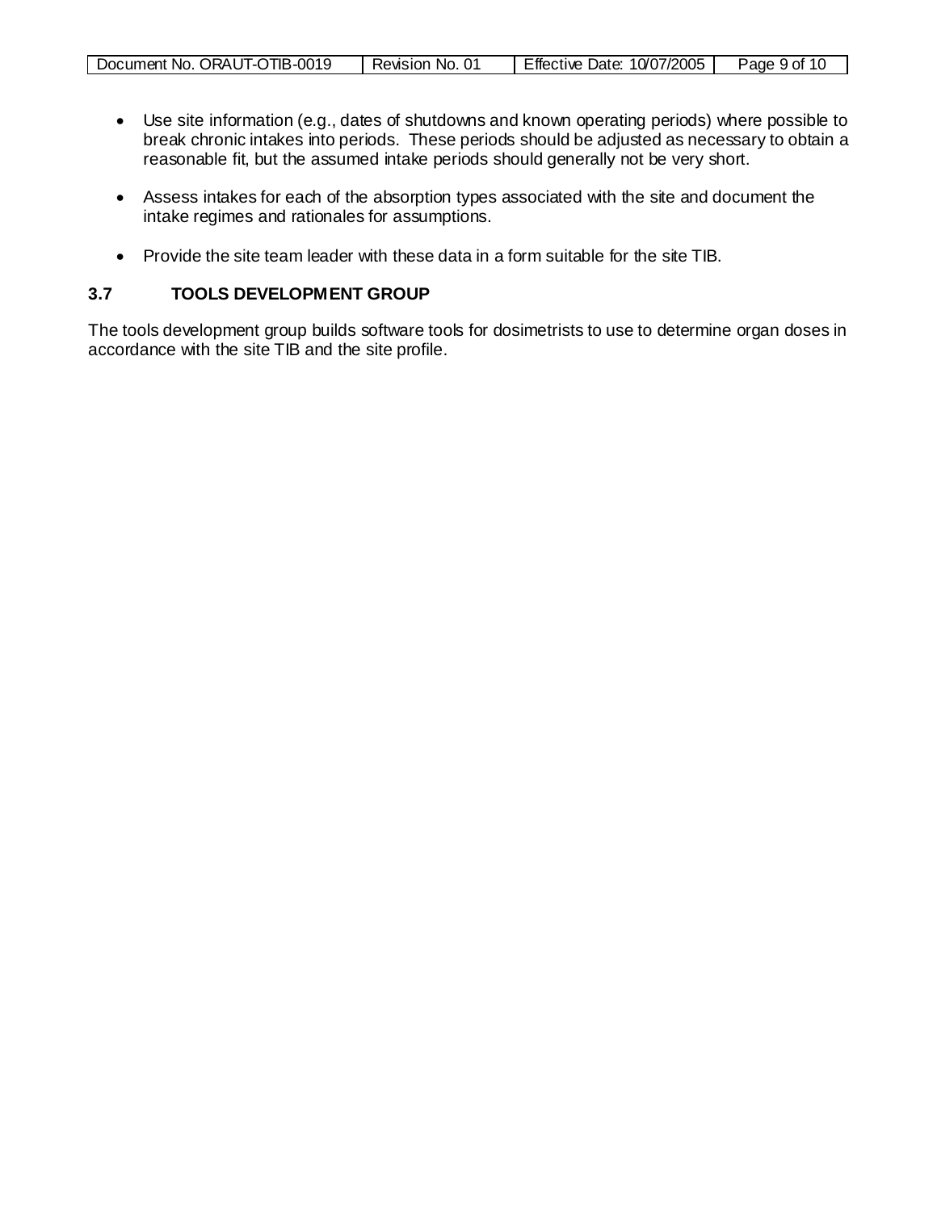- Use site information (e.g., dates of shutdowns and known operating periods) where possible to break chronic intakes into periods. These periods should be adjusted as necessary to obtain a reasonable fit, but the assumed intake periods should generally not be very short.

- Assess intakes for each of the absorption types associated with the site and document the intake regimes and rationales for assumptions.

- Provide the site team leader with these data in a form suitable for the site TIB.

### 3.7 TOOLS DEVELOPMENT GROUP

The tools development group builds software tools for dosimetrists to use to determine organ doses in accordance with the site TIB and the site profile.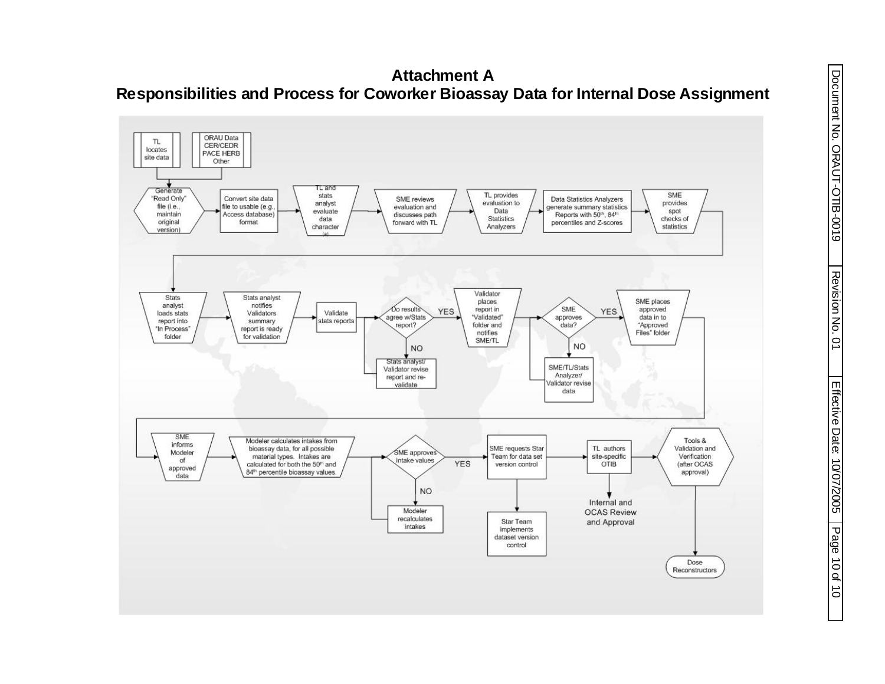# Attachment A
## Responsibilities and Process for Coworker Bioassay Data for Internal Dose Assignment

TL locates site data

ORAU Data CER/CEDR PACE HERB Other

Generate "Read Only" file (i.e., maintain original version)

Convert site data file to usable (e.g., Access database) format

TL and stats analyst evaluate data character (a)

SME reviews evaluation and discusses path forward with TL

TL provides evaluation to Data Statistics Analyzers

Data Statistics Analyzers generate summary statistics Reports with 50th, 84th percentiles and Z-scores

SME provides spot checks of statistics

Stats analyst loads stats report into "In Process" folder

Stats analyst notifies Validators summary report is ready for validation

Validate stats reports

Do results agree w/Stats report?

YES

NO

Stats analyst/ Validator revise report and re-validate

Validator places report in "Validated" folder and notifies SME/TL

SME approves data?

YES

NO

SME/TL/Stats Analyzer/ Validator revise data

SME places approved data in to "Approved Files" folder

SME informs Modeler of approved data

Modeler calculates intakes from bioassay data, for all possible material types. Intakes are calculated for both the 50th and 84th percentile bioassay values.

SME approves intake values

YES

NO

Modeler recalculates intakes

SME requests Star Team for data set version control

Star Team implements dataset version control

TL authors site-specific OTIB

Internal and OCAS Review and Approval

Tools & Validation and Verification (after OCAS approval)

Dose Reconstructors